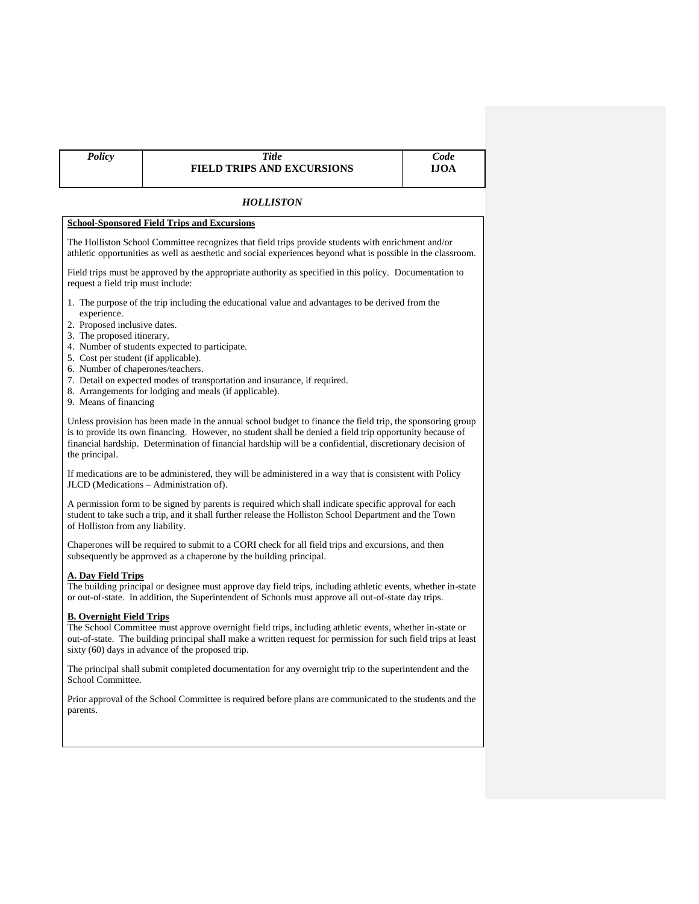| *Policy* | *Title* **FIELD TRIPS AND EXCURSIONS** | *Code* **IJOA** |
|---|---|---|

***HOLLISTON***

**School-Sponsored Field Trips and Excursions**

The Holliston School Committee recognizes that field trips provide students with enrichment and/or athletic opportunities as well as aesthetic and social experiences beyond what is possible in the classroom.

Field trips must be approved by the appropriate authority as specified in this policy. Documentation to request a field trip must include:

1. The purpose of the trip including the educational value and advantages to be derived from the experience.
2. Proposed inclusive dates.
3. The proposed itinerary.
4. Number of students expected to participate.
5. Cost per student (if applicable).
6. Number of chaperones/teachers.
7. Detail on expected modes of transportation and insurance, if required.
8. Arrangements for lodging and meals (if applicable).
9. Means of financing

Unless provision has been made in the annual school budget to finance the field trip, the sponsoring group is to provide its own financing. However, no student shall be denied a field trip opportunity because of financial hardship. Determination of financial hardship will be a confidential, discretionary decision of the principal.

If medications are to be administered, they will be administered in a way that is consistent with Policy JLCD (Medications – Administration of).

A permission form to be signed by parents is required which shall indicate specific approval for each student to take such a trip, and it shall further release the Holliston School Department and the Town of Holliston from any liability.

Chaperones will be required to submit to a CORI check for all field trips and excursions, and then subsequently be approved as a chaperone by the building principal.

**A. Day Field Trips**

The building principal or designee must approve day field trips, including athletic events, whether in-state or out-of-state. In addition, the Superintendent of Schools must approve all out-of-state day trips.

**B. Overnight Field Trips**

The School Committee must approve overnight field trips, including athletic events, whether in-state or out-of-state. The building principal shall make a written request for permission for such field trips at least sixty (60) days in advance of the proposed trip.

The principal shall submit completed documentation for any overnight trip to the superintendent and the School Committee.

Prior approval of the School Committee is required before plans are communicated to the students and the parents.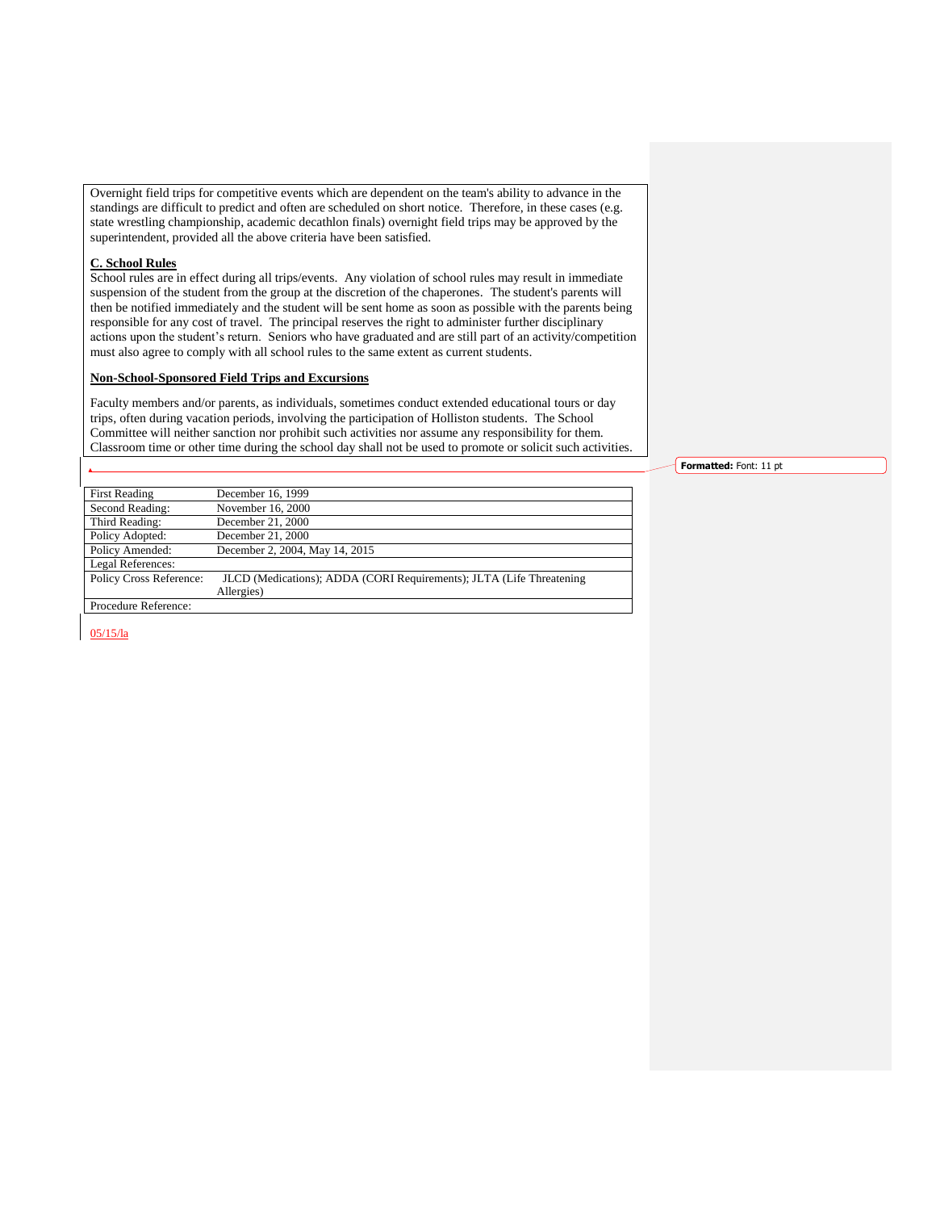Overnight field trips for competitive events which are dependent on the team's ability to advance in the standings are difficult to predict and often are scheduled on short notice. Therefore, in these cases (e.g. state wrestling championship, academic decathlon finals) overnight field trips may be approved by the superintendent, provided all the above criteria have been satisfied.

**C. School Rules**

School rules are in effect during all trips/events. Any violation of school rules may result in immediate suspension of the student from the group at the discretion of the chaperones. The student's parents will then be notified immediately and the student will be sent home as soon as possible with the parents being responsible for any cost of travel. The principal reserves the right to administer further disciplinary actions upon the student's return. Seniors who have graduated and are still part of an activity/competition must also agree to comply with all school rules to the same extent as current students.

**Non-School-Sponsored Field Trips and Excursions**

Faculty members and/or parents, as individuals, sometimes conduct extended educational tours or day trips, often during vacation periods, involving the participation of Holliston students. The School Committee will neither sanction nor prohibit such activities nor assume any responsibility for them. Classroom time or other time during the school day shall not be used to promote or solicit such activities.

Formatted: Font: 11 pt

| | |
|---|---|
| First Reading | December 16, 1999 |
| Second Reading: | November 16, 2000 |
| Third Reading: | December 21, 2000 |
| Policy Adopted: | December 21, 2000 |
| Policy Amended: | December 2, 2004, May 14, 2015 |
| Legal References: | |
| Policy Cross Reference: | JLCD (Medications); ADDA (CORI Requirements); JLTA (Life Threatening Allergies) |
| Procedure Reference: | |

05/15/la